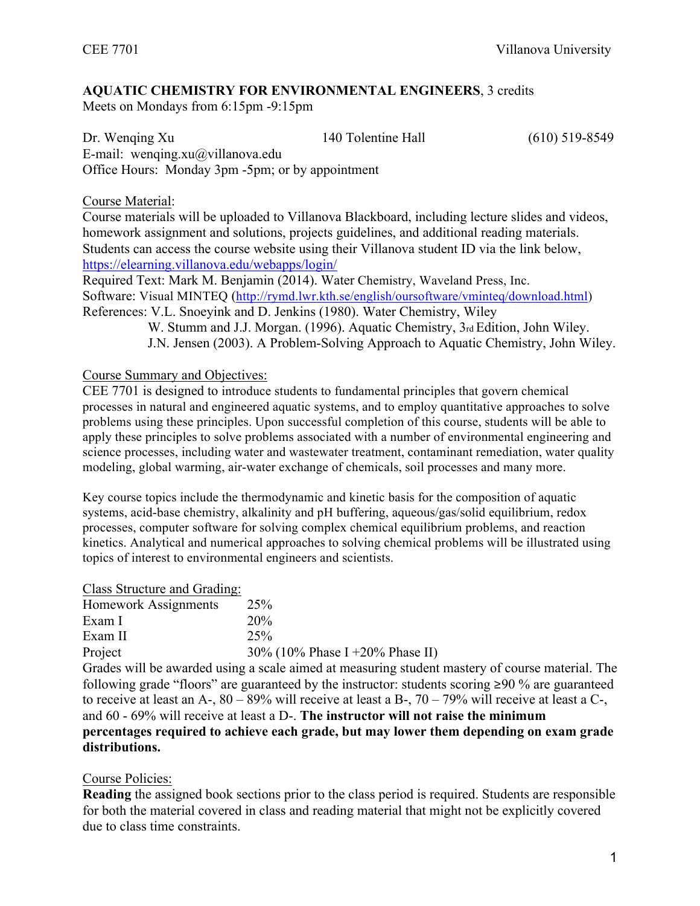CEE 7701 Villanova University

**AQUATIC CHEMISTRY FOR ENVIRONMENTAL ENGINEERS**, 3 credits
Meets on Mondays from 6:15pm -9:15pm

Dr. Wenqing Xu    140 Tolentine Hall    (610) 519-8549
E-mail: wenqing.xu@villanova.edu
Office Hours: Monday 3pm -5pm; or by appointment

Course Material:
Course materials will be uploaded to Villanova Blackboard, including lecture slides and videos, homework assignment and solutions, projects guidelines, and additional reading materials. Students can access the course website using their Villanova student ID via the link below,
https://elearning.villanova.edu/webapps/login/
Required Text: Mark M. Benjamin (2014). Water Chemistry, Waveland Press, Inc.
Software: Visual MINTEQ (http://rymd.lwr.kth.se/english/oursoftware/vminteq/download.html)
References: V.L. Snoeyink and D. Jenkins (1980). Water Chemistry, Wiley
W. Stumm and J.J. Morgan. (1996). Aquatic Chemistry, 3rd Edition, John Wiley.
J.N. Jensen (2003). A Problem-Solving Approach to Aquatic Chemistry, John Wiley.

Course Summary and Objectives:
CEE 7701 is designed to introduce students to fundamental principles that govern chemical processes in natural and engineered aquatic systems, and to employ quantitative approaches to solve problems using these principles. Upon successful completion of this course, students will be able to apply these principles to solve problems associated with a number of environmental engineering and science processes, including water and wastewater treatment, contaminant remediation, water quality modeling, global warming, air-water exchange of chemicals, soil processes and many more.

Key course topics include the thermodynamic and kinetic basis for the composition of aquatic systems, acid-base chemistry, alkalinity and pH buffering, aqueous/gas/solid equilibrium, redox processes, computer software for solving complex chemical equilibrium problems, and reaction kinetics. Analytical and numerical approaches to solving chemical problems will be illustrated using topics of interest to environmental engineers and scientists.

Class Structure and Grading:

| | |
|---|---|
| Homework Assignments | 25% |
| Exam I | 20% |
| Exam II | 25% |
| Project | 30% (10% Phase I +20% Phase II) |

Grades will be awarded using a scale aimed at measuring student mastery of course material. The following grade "floors" are guaranteed by the instructor: students scoring ≥90 % are guaranteed to receive at least an A-, 80 – 89% will receive at least a B-, 70 – 79% will receive at least a C-, and 60 - 69% will receive at least a D-. **The instructor will not raise the minimum percentages required to achieve each grade, but may lower them depending on exam grade distributions.**

Course Policies:
**Reading** the assigned book sections prior to the class period is required. Students are responsible for both the material covered in class and reading material that might not be explicitly covered due to class time constraints.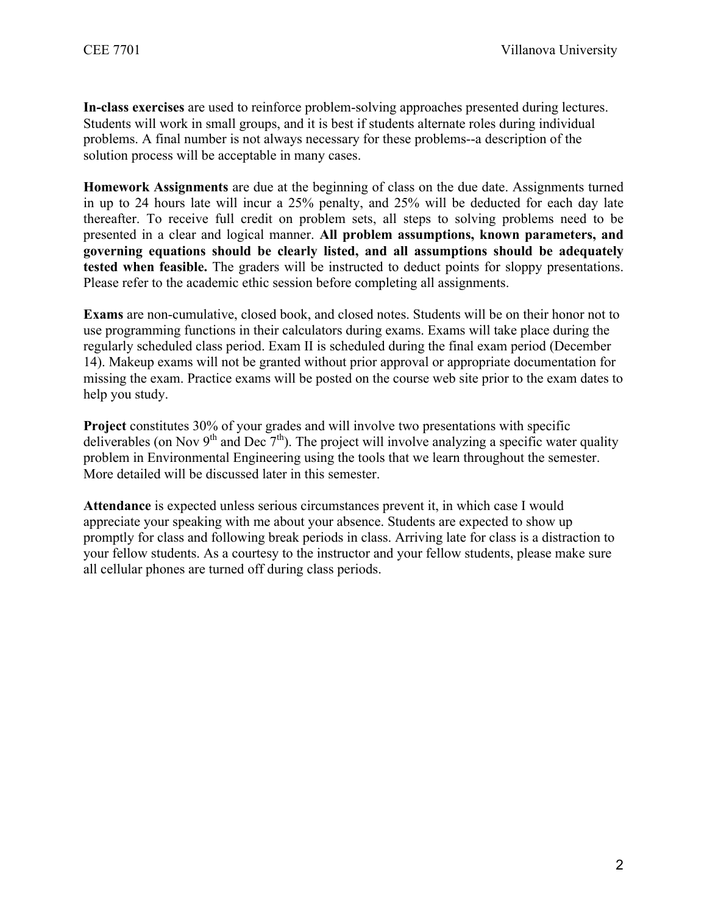**In-class exercises** are used to reinforce problem-solving approaches presented during lectures. Students will work in small groups, and it is best if students alternate roles during individual problems. A final number is not always necessary for these problems--a description of the solution process will be acceptable in many cases.

**Homework Assignments** are due at the beginning of class on the due date. Assignments turned in up to 24 hours late will incur a 25% penalty, and 25% will be deducted for each day late thereafter. To receive full credit on problem sets, all steps to solving problems need to be presented in a clear and logical manner. **All problem assumptions, known parameters, and governing equations should be clearly listed, and all assumptions should be adequately tested when feasible.** The graders will be instructed to deduct points for sloppy presentations. Please refer to the academic ethic session before completing all assignments.

**Exams** are non-cumulative, closed book, and closed notes. Students will be on their honor not to use programming functions in their calculators during exams. Exams will take place during the regularly scheduled class period. Exam II is scheduled during the final exam period (December 14). Makeup exams will not be granted without prior approval or appropriate documentation for missing the exam. Practice exams will be posted on the course web site prior to the exam dates to help you study.

**Project** constitutes 30% of your grades and will involve two presentations with specific deliverables (on Nov 9th and Dec 7th). The project will involve analyzing a specific water quality problem in Environmental Engineering using the tools that we learn throughout the semester. More detailed will be discussed later in this semester.

**Attendance** is expected unless serious circumstances prevent it, in which case I would appreciate your speaking with me about your absence. Students are expected to show up promptly for class and following break periods in class. Arriving late for class is a distraction to your fellow students. As a courtesy to the instructor and your fellow students, please make sure all cellular phones are turned off during class periods.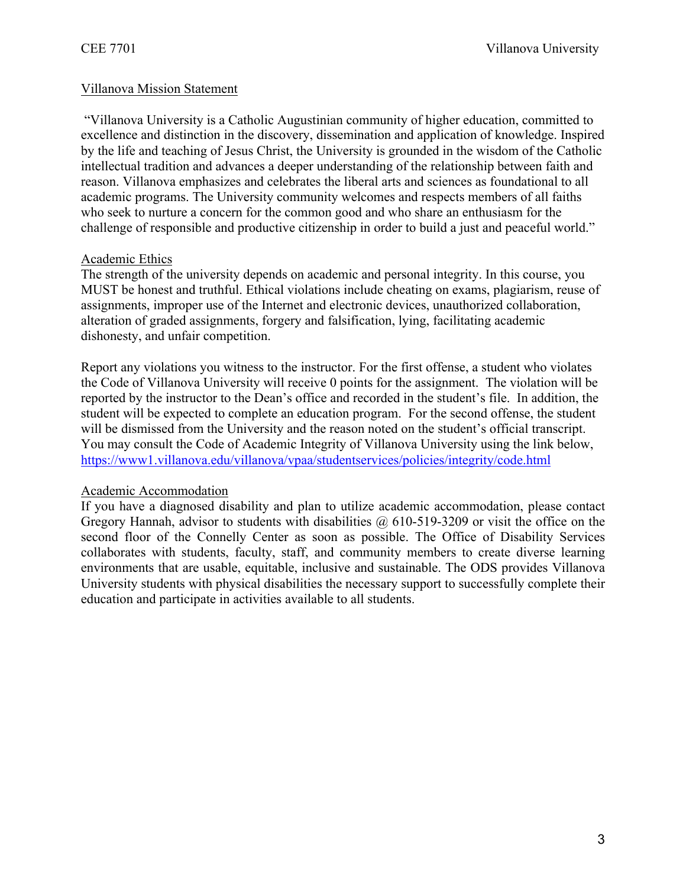## Villanova Mission Statement

"Villanova University is a Catholic Augustinian community of higher education, committed to excellence and distinction in the discovery, dissemination and application of knowledge. Inspired by the life and teaching of Jesus Christ, the University is grounded in the wisdom of the Catholic intellectual tradition and advances a deeper understanding of the relationship between faith and reason. Villanova emphasizes and celebrates the liberal arts and sciences as foundational to all academic programs. The University community welcomes and respects members of all faiths who seek to nurture a concern for the common good and who share an enthusiasm for the challenge of responsible and productive citizenship in order to build a just and peaceful world."

## Academic Ethics

The strength of the university depends on academic and personal integrity. In this course, you MUST be honest and truthful. Ethical violations include cheating on exams, plagiarism, reuse of assignments, improper use of the Internet and electronic devices, unauthorized collaboration, alteration of graded assignments, forgery and falsification, lying, facilitating academic dishonesty, and unfair competition.

Report any violations you witness to the instructor. For the first offense, a student who violates the Code of Villanova University will receive 0 points for the assignment. The violation will be reported by the instructor to the Dean's office and recorded in the student's file. In addition, the student will be expected to complete an education program. For the second offense, the student will be dismissed from the University and the reason noted on the student's official transcript. You may consult the Code of Academic Integrity of Villanova University using the link below, https://www1.villanova.edu/villanova/vpaa/studentservices/policies/integrity/code.html

## Academic Accommodation

If you have a diagnosed disability and plan to utilize academic accommodation, please contact Gregory Hannah, advisor to students with disabilities @ 610-519-3209 or visit the office on the second floor of the Connelly Center as soon as possible. The Office of Disability Services collaborates with students, faculty, staff, and community members to create diverse learning environments that are usable, equitable, inclusive and sustainable. The ODS provides Villanova University students with physical disabilities the necessary support to successfully complete their education and participate in activities available to all students.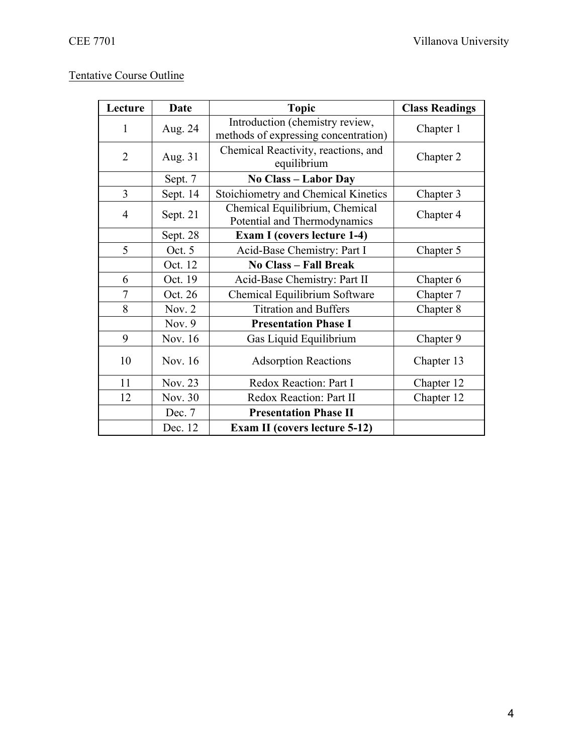Tentative Course Outline

| Lecture | Date | Topic | Class Readings |
|---|---|---|---|
| 1 | Aug. 24 | Introduction (chemistry review, methods of expressing concentration) | Chapter 1 |
| 2 | Aug. 31 | Chemical Reactivity, reactions, and equilibrium | Chapter 2 |
| | Sept. 7 | **No Class – Labor Day** | |
| 3 | Sept. 14 | Stoichiometry and Chemical Kinetics | Chapter 3 |
| 4 | Sept. 21 | Chemical Equilibrium, Chemical Potential and Thermodynamics | Chapter 4 |
| | Sept. 28 | **Exam I (covers lecture 1-4)** | |
| 5 | Oct. 5 | Acid-Base Chemistry: Part I | Chapter 5 |
| | Oct. 12 | **No Class – Fall Break** | |
| 6 | Oct. 19 | Acid-Base Chemistry: Part II | Chapter 6 |
| 7 | Oct. 26 | Chemical Equilibrium Software | Chapter 7 |
| 8 | Nov. 2 | Titration and Buffers | Chapter 8 |
| | Nov. 9 | **Presentation Phase I** | |
| 9 | Nov. 16 | Gas Liquid Equilibrium | Chapter 9 |
| 10 | Nov. 16 | Adsorption Reactions | Chapter 13 |
| 11 | Nov. 23 | Redox Reaction: Part I | Chapter 12 |
| 12 | Nov. 30 | Redox Reaction: Part II | Chapter 12 |
| | Dec. 7 | **Presentation Phase II** | |
| | Dec. 12 | **Exam II (covers lecture 5-12)** | |